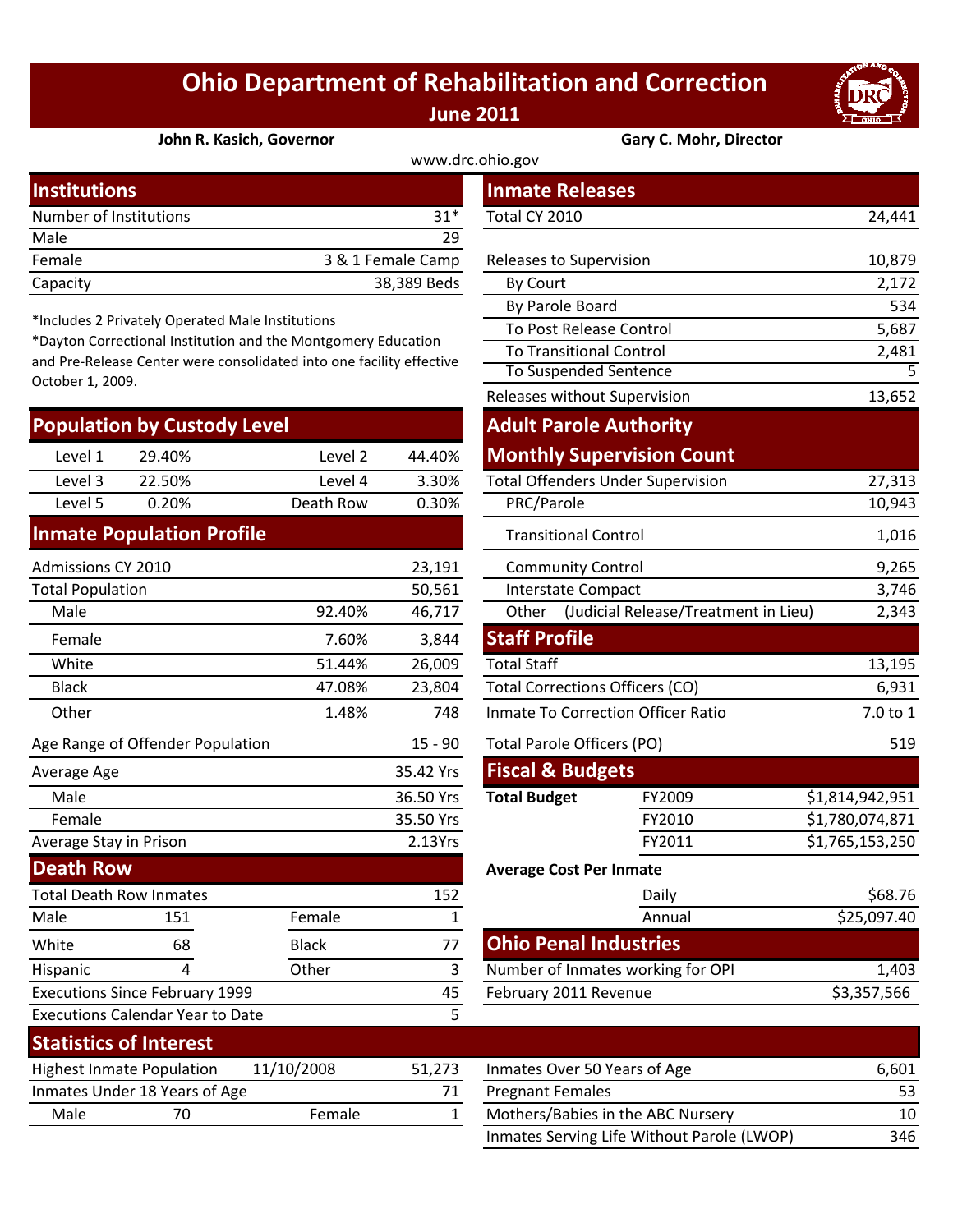# Ohio Department of Rehabilitation and Correction

## June 2011

**John R. Kasich, Governor** | **Gary C. Mohr, Director**

www.drc.ohio.gov

## Institutions

| | |
|---|---|
| Number of Institutions | 31* |
| Male | 29 |
| Female | 3 & 1 Female Camp |
| Capacity | 38,389 Beds |

*Includes 2 Privately Operated Male Institutions

*Dayton Correctional Institution and the Montgomery Education and Pre-Release Center were consolidated into one facility effective October 1, 2009.

## Population by Custody Level

| | | | |
|---|---|---|---|
| Level 1 | 29.40% | Level 2 | 44.40% |
| Level 3 | 22.50% | Level 4 | 3.30% |
| Level 5 | 0.20% | Death Row | 0.30% |

## Inmate Population Profile

| | | |
|---|---|---|
| Admissions CY 2010 | | 23,191 |
| Total Population | | 50,561 |
| Male | 92.40% | 46,717 |
| Female | 7.60% | 3,844 |
| White | 51.44% | 26,009 |
| Black | 47.08% | 23,804 |
| Other | 1.48% | 748 |
| Age Range of Offender Population | | 15 - 90 |
| Average Age | | 35.42 Yrs |
| Male | | 36.50 Yrs |
| Female | | 35.50 Yrs |
| Average Stay in Prison | | 2.13Yrs |

## Death Row

| | | | |
|---|---|---|---|
| Total Death Row Inmates | | | 152 |
| Male | 151 | Female | 1 |
| White | 68 | Black | 77 |
| Hispanic | 4 | Other | 3 |
| Executions Since February 1999 | | | 45 |
| Executions Calendar Year to Date | | | 5 |

## Inmate Releases

| | |
|---|---|
| Total CY 2010 | 24,441 |
| Releases to Supervision | 10,879 |
| By Court | 2,172 |
| By Parole Board | 534 |
| To Post Release Control | 5,687 |
| To Transitional Control | 2,481 |
| To Suspended Sentence | 5 |
| Releases without Supervision | 13,652 |

## Adult Parole Authority Monthly Supervision Count

| | |
|---|---|
| Total Offenders Under Supervision | 27,313 |
| PRC/Parole | 10,943 |
| Transitional Control | 1,016 |
| Community Control | 9,265 |
| Interstate Compact | 3,746 |
| Other (Judicial Release/Treatment in Lieu) | 2,343 |

## Staff Profile

| | |
|---|---|
| Total Staff | 13,195 |
| Total Corrections Officers (CO) | 6,931 |
| Inmate To Correction Officer Ratio | 7.0 to 1 |
| Total Parole Officers (PO) | 519 |

## Fiscal & Budgets

| | | |
|---|---|---|
| **Total Budget** | FY2009 | $1,814,942,951 |
| | FY2010 | $1,780,074,871 |
| | FY2011 | $1,765,153,250 |

**Average Cost Per Inmate**

| | |
|---|---|
| Daily | $68.76 |
| Annual | $25,097.40 |

## Ohio Penal Industries

| | |
|---|---|
| Number of Inmates working for OPI | 1,403 |
| February 2011 Revenue | $3,357,566 |

## Statistics of Interest

| | | | |
|---|---|---|---|
| Highest Inmate Population | 11/10/2008 | | 51,273 |
| Inmates Under 18 Years of Age | | | 71 |
| Male | 70 | Female | 1 |

| | |
|---|---|
| Inmates Over 50 Years of Age | 6,601 |
| Pregnant Females | 53 |
| Mothers/Babies in the ABC Nursery | 10 |
| Inmates Serving Life Without Parole (LWOP) | 346 |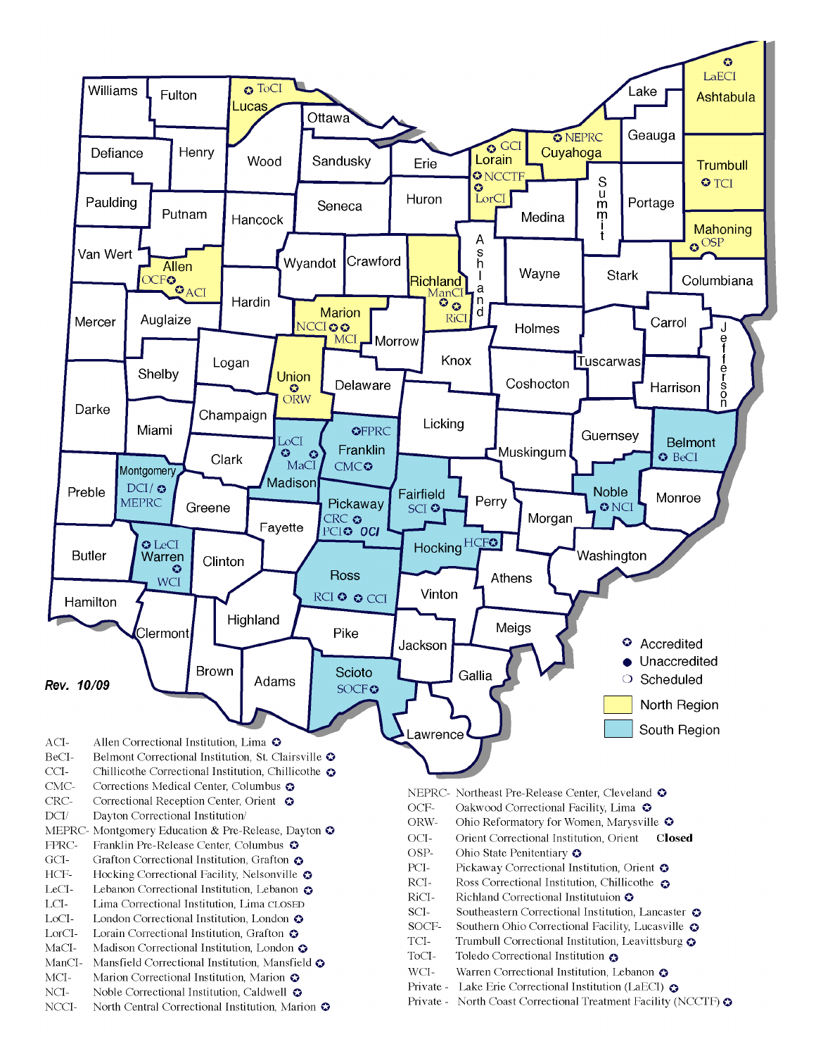Rev. 10/09

- Accredited
- Unaccredited
- Scheduled

North Region

South Region

ACI- Allen Correctional Institution, Lima
BeCI- Belmont Correctional Institution, St. Clairsville
CCI- Chillicothe Correctional Institution, Chillicothe
CMC- Corrections Medical Center, Columbus
CRC- Correctional Reception Center, Orient
DCI/ Dayton Correctional Institution/
MEPRC- Montgomery Education & Pre-Release, Dayton
FPRC- Franklin Pre-Release Center, Columbus
GCI- Grafton Correctional Institution, Grafton
HCF- Hocking Correctional Facility, Nelsonville
LeCI- Lebanon Correctional Institution, Lebanon
LCI- Lima Correctional Institution, Lima CLOSED
LoCI- London Correctional Institution, London
LorCI- Lorain Correctional Institution, Grafton
MaCI- Madison Correctional Institution, London
ManCI- Mansfield Correctional Institution, Mansfield
MCI- Marion Correctional Institution, Marion
NCI- Noble Correctional Institution, Caldwell
NCCI- North Central Correctional Institution, Marion
NEPRC- Northeast Pre-Release Center, Cleveland
OCF- Oakwood Correctional Facility, Lima
ORW- Ohio Reformatory for Women, Marysville
OCI- Orient Correctional Institution, Orient **Closed**
OSP- Ohio State Penitentiary
PCI- Pickaway Correctional Institution, Orient
RCI- Ross Correctional Institution, Chillicothe
RiCI- Richland Correctional Institutuion
SCI- Southeastern Correctional Institution, Lancaster
SOCF- Southern Ohio Correctional Facility, Lucasville
TCI- Trumbull Correctional Institution, Leavittsburg
ToCI- Toledo Correctional Institution
WCI- Warren Correctional Institution, Lebanon
Private - Lake Erie Correctional Institution (LaECI)
Private - North Coast Correctional Treatment Facility (NCCTF)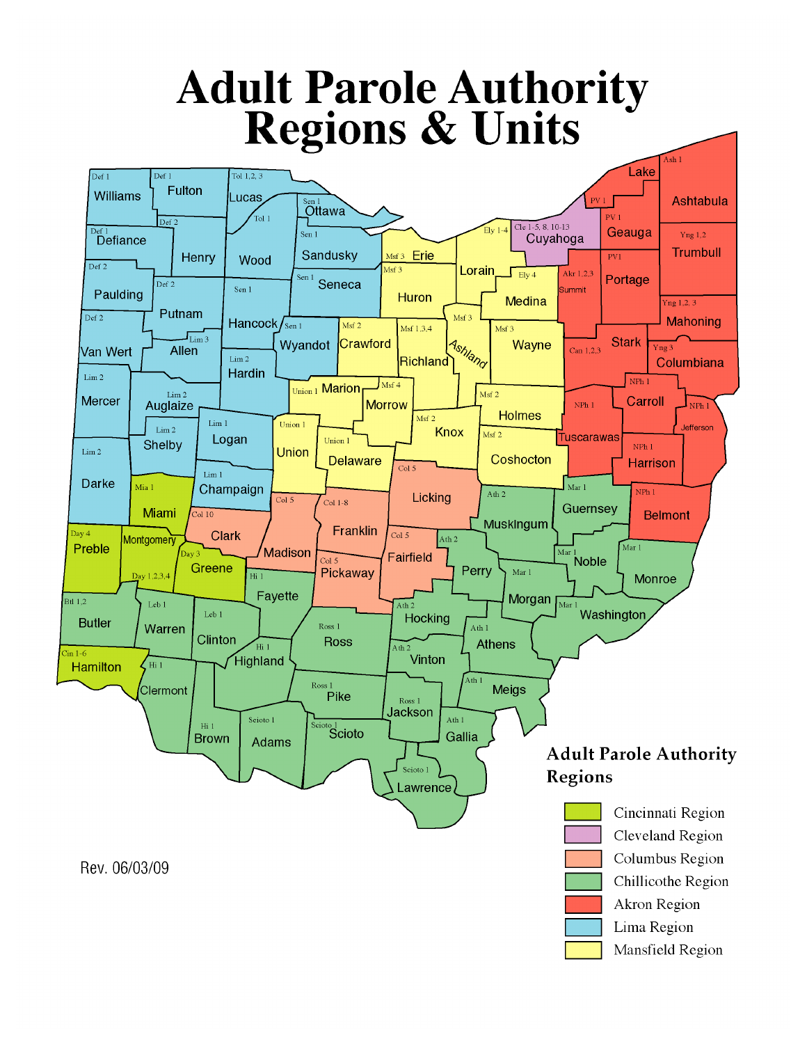# Adult Parole Authority Regions & Units

Def 1
Williams

Def 1
Fulton

Tol 1,2, 3
Lucas

Sen 1
Ottawa

Def 1
Defiance

Def 2
Henry

Tol 1
Wood

Sen 1
Sandusky

Msf 3
Erie

Ely 1-4
Lorain

Cle 1-5, 8, 10-13
Cuyahoga

PV 1
Lake

Ash 1
Ashtabula

PV 1
Geauga

Yng 1,2
Trumbull

Def 2
Paulding

Def 2
Putnam

Sen 1
Hancock

Sen 1
Seneca

Msf 3
Huron

Ely 4
Medina

Akr 1,2,3
Summit

PV1
Portage

Yng 1, 2, 3
Mahoning

Def 2
Van Wert

Lim 3
Allen

Sen 1
Wyandot

Msf 2
Crawford

Msf 1,3,4
Richland

Msf 3
Ashland

Msf 3
Wayne

Can 1,2,3
Stark

Yng 3
Columbiana

Lim 2
Mercer

Lim 2
Auglaize

Lim 2
Hardin

Union 1
Marion

Msf 4
Morrow

Msf 2
Holmes

NPh 1
Carroll

NPh 1
Tuscarawas

NPh 1
Jefferson

Lim 2
Shelby

Lim 1
Logan

Union 1
Union

Union 1
Delaware

Msf 2
Knox

Msf 2
Coshocton

NPh 1
Harrison

Lim 2
Darke

Mia 1
Miami

Lim 1
Champaign

Col 5
Licking

Ath 2
Muskingum

Mar 1
Guernsey

NPh 1
Belmont

Day 4
Preble

Montgomery
Day 1,2,3,4

Col 10
Clark

Col 5
Madison

Col 1-8
Franklin

Col 5
Fairfield

Ath 2
Perry

Mar 1
Noble

Mar 1
Monroe

Day 3
Greene

Col 5
Pickaway

Mar 1
Morgan

Hi 1
Fayette

Btl 1,2
Butler

Leb 1
Warren

Leb 1
Clinton

Ross 1
Ross

Ath 2
Hocking

Ath 1
Athens

Mar 1
Washington

Cin 1-6
Hamilton

Hi 1
Highland

Ath 2
Vinton

Hi 1
Clermont

Ross 1
Pike

Ross 1
Jackson

Ath 1
Meigs

Hi 1
Brown

Scioto 1
Adams

Scioto 1
Scioto

Ath 1
Gallia

Scioto 1
Lawrence

## Adult Parole Authority Regions

Cincinnati Region
Cleveland Region
Columbus Region
Chillicothe Region
Akron Region
Lima Region
Mansfield Region

Rev. 06/03/09